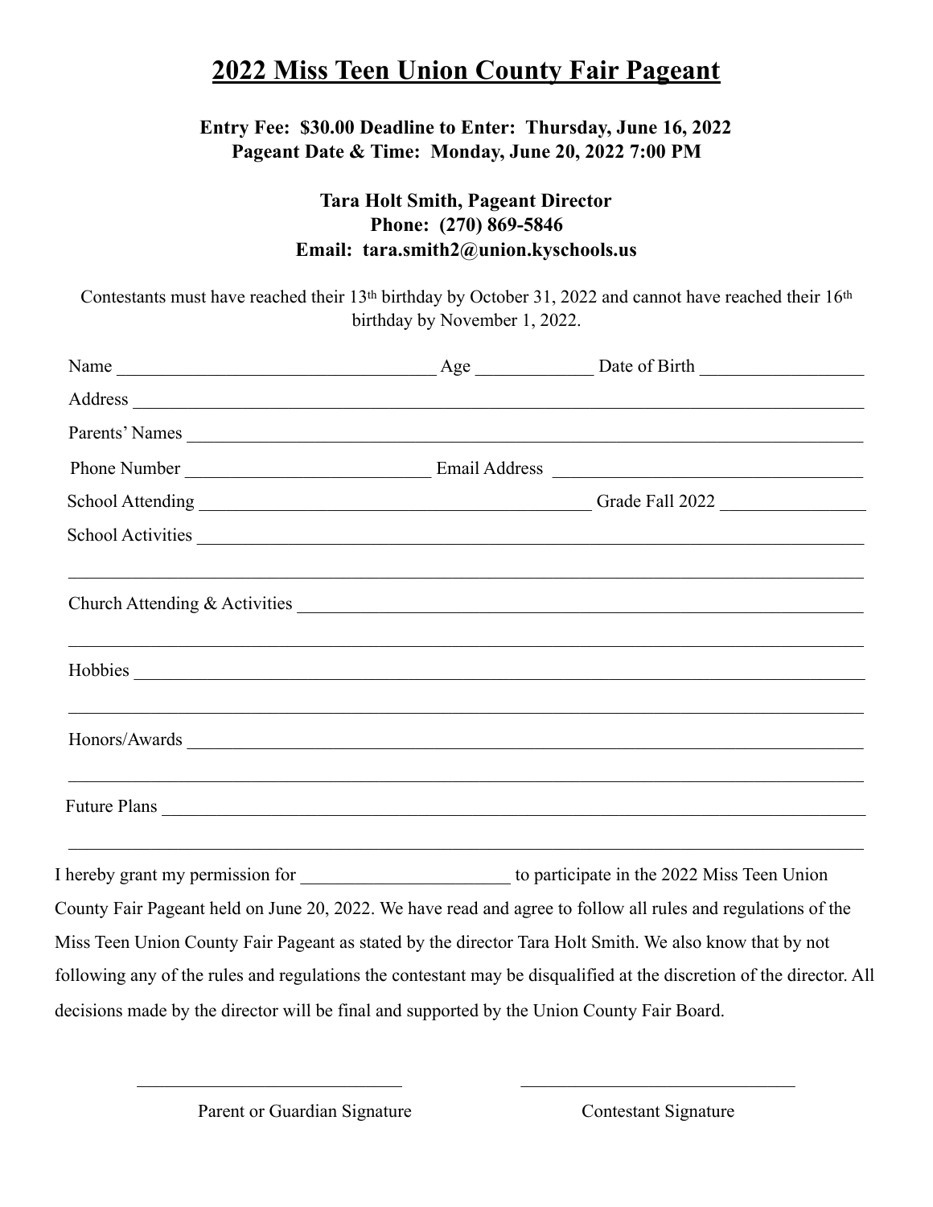# 2022 Miss Teen Union County Fair Pageant

**Entry Fee: $30.00 Deadline to Enter: Thursday, June 16, 2022**
**Pageant Date & Time: Monday, June 20, 2022 7:00 PM**

**Tara Holt Smith, Pageant Director**
**Phone: (270) 869-5846**
**Email: tara.smith2@union.kyschools.us**

Contestants must have reached their 13th birthday by October 31, 2022 and cannot have reached their 16th birthday by November 1, 2022.

Name ___________________________________ Age _____________ Date of Birth __________________

Address ___________________________________________________________________________________

Parents' Names _____________________________________________________________________________

Phone Number ___________________________ Email Address __________________________________

School Attending ____________________________________________ Grade Fall 2022 ________________

School Activities ___________________________________________________________________________

_________________________________________________________________________________________

Church Attending & Activities _________________________________________________________________

_________________________________________________________________________________________

Hobbies __________________________________________________________________________________

_________________________________________________________________________________________

Honors/Awards _____________________________________________________________________________

_________________________________________________________________________________________

Future Plans _______________________________________________________________________________

_________________________________________________________________________________________

I hereby grant my permission for _______________________ to participate in the 2022 Miss Teen Union County Fair Pageant held on June 20, 2022. We have read and agree to follow all rules and regulations of the Miss Teen Union County Fair Pageant as stated by the director Tara Holt Smith. We also know that by not following any of the rules and regulations the contestant may be disqualified at the discretion of the director. All decisions made by the director will be final and supported by the Union County Fair Board.

_____________________________ Parent or Guardian Signature

_____________________________ Contestant Signature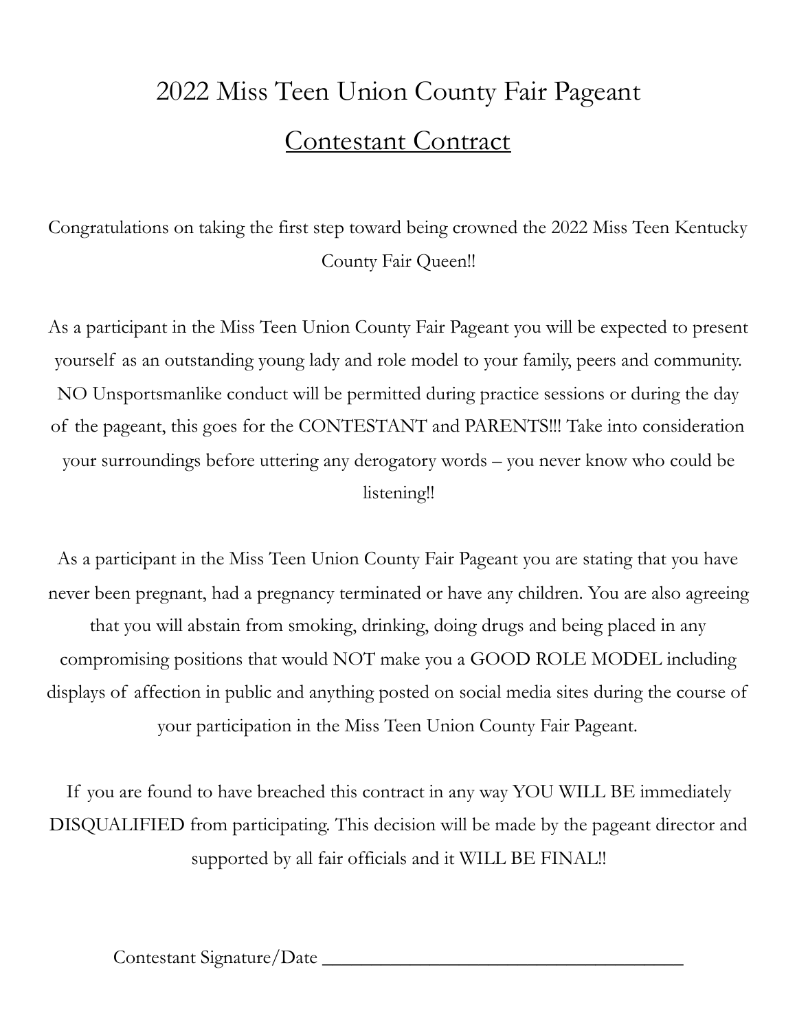# 2022 Miss Teen Union County Fair Pageant

## Contestant Contract

Congratulations on taking the first step toward being crowned the 2022 Miss Teen Kentucky County Fair Queen!!

As a participant in the Miss Teen Union County Fair Pageant you will be expected to present yourself as an outstanding young lady and role model to your family, peers and community. NO Unsportsmanlike conduct will be permitted during practice sessions or during the day of the pageant, this goes for the CONTESTANT and PARENTS!!! Take into consideration your surroundings before uttering any derogatory words – you never know who could be listening!!

As a participant in the Miss Teen Union County Fair Pageant you are stating that you have never been pregnant, had a pregnancy terminated or have any children. You are also agreeing that you will abstain from smoking, drinking, doing drugs and being placed in any compromising positions that would NOT make you a GOOD ROLE MODEL including displays of affection in public and anything posted on social media sites during the course of your participation in the Miss Teen Union County Fair Pageant.

If you are found to have breached this contract in any way YOU WILL BE immediately DISQUALIFIED from participating. This decision will be made by the pageant director and supported by all fair officials and it WILL BE FINAL!!

Contestant Signature/Date ______________________________________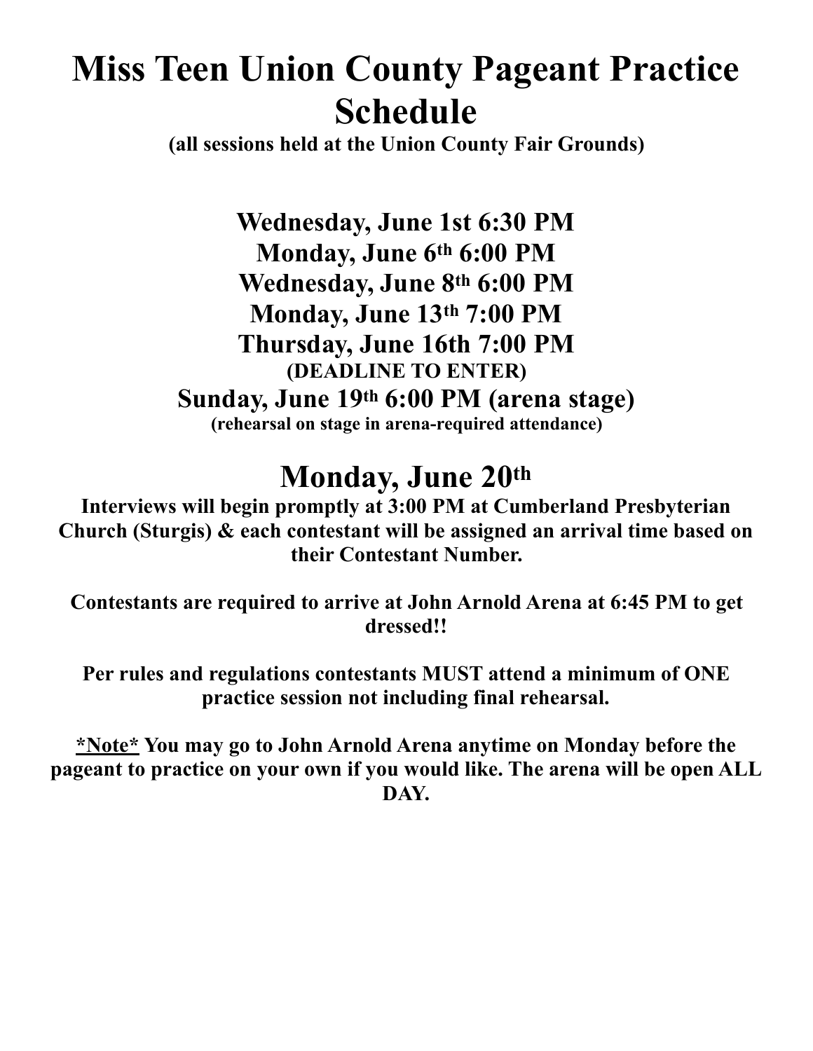# Miss Teen Union County Pageant Practice Schedule

**(all sessions held at the Union County Fair Grounds)**

**Wednesday, June 1st 6:30 PM**

**Monday, June 6th 6:00 PM**

**Wednesday, June 8th 6:00 PM**

**Monday, June 13th 7:00 PM**

**Thursday, June 16th 7:00 PM**

**(DEADLINE TO ENTER)**

**Sunday, June 19th 6:00 PM (arena stage)**

**(rehearsal on stage in arena-required attendance)**

## Monday, June 20th

**Interviews will begin promptly at 3:00 PM at Cumberland Presbyterian Church (Sturgis) & each contestant will be assigned an arrival time based on their Contestant Number.**

**Contestants are required to arrive at John Arnold Arena at 6:45 PM to get dressed!!**

**Per rules and regulations contestants MUST attend a minimum of ONE practice session not including final rehearsal.**

**<u>*Note*</u> You may go to John Arnold Arena anytime on Monday before the pageant to practice on your own if you would like. The arena will be open ALL DAY.**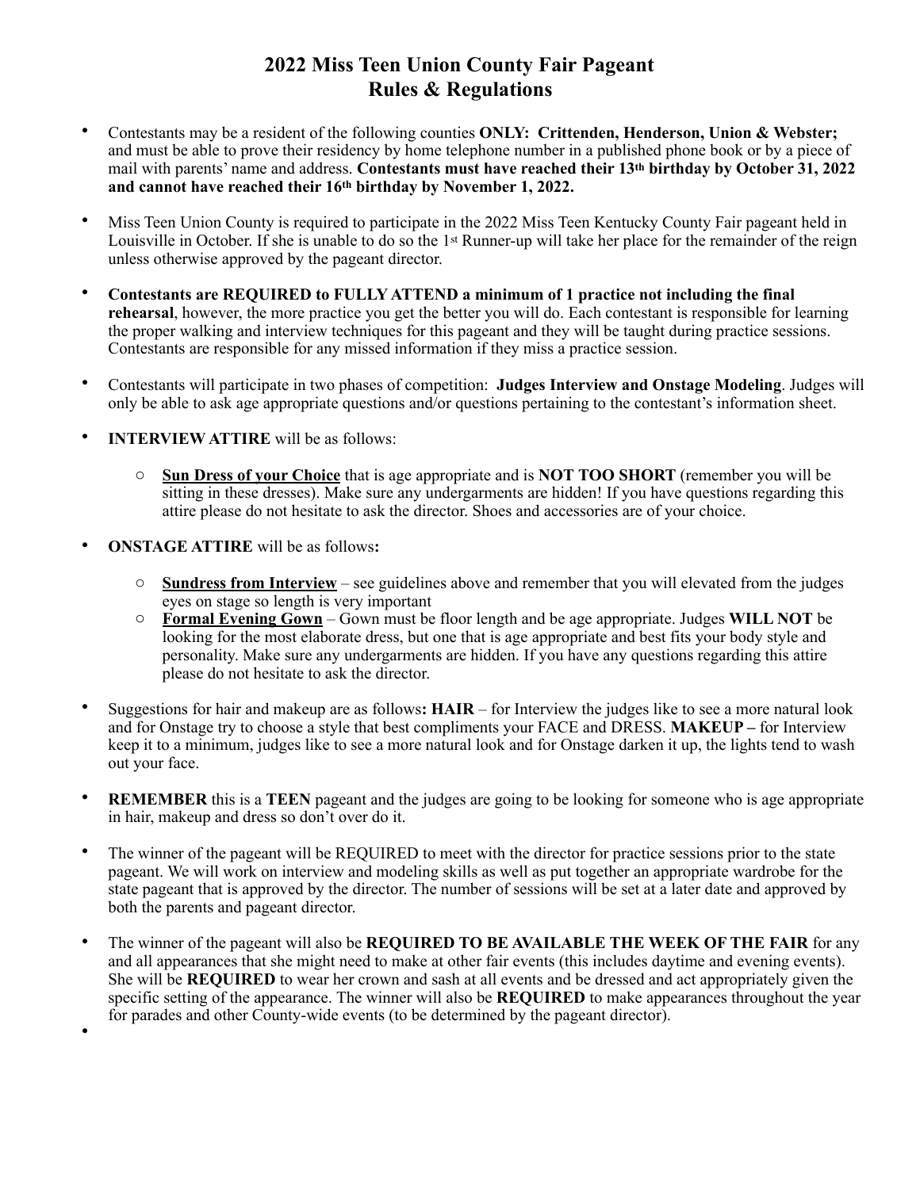# 2022 Miss Teen Union County Fair Pageant
# Rules & Regulations

- Contestants may be a resident of the following counties **ONLY: Crittenden, Henderson, Union & Webster;** and must be able to prove their residency by home telephone number in a published phone book or by a piece of mail with parents' name and address. **Contestants must have reached their 13th birthday by October 31, 2022 and cannot have reached their 16th birthday by November 1, 2022.**

- Miss Teen Union County is required to participate in the 2022 Miss Teen Kentucky County Fair pageant held in Louisville in October. If she is unable to do so the 1st Runner-up will take her place for the remainder of the reign unless otherwise approved by the pageant director.

- **Contestants are REQUIRED to FULLY ATTEND a minimum of 1 practice not including the final rehearsal**, however, the more practice you get the better you will do. Each contestant is responsible for learning the proper walking and interview techniques for this pageant and they will be taught during practice sessions. Contestants are responsible for any missed information if they miss a practice session.

- Contestants will participate in two phases of competition: **Judges Interview and Onstage Modeling**. Judges will only be able to ask age appropriate questions and/or questions pertaining to the contestant's information sheet.

- **INTERVIEW ATTIRE** will be as follows:

  - **Sun Dress of your Choice** that is age appropriate and is **NOT TOO SHORT** (remember you will be sitting in these dresses). Make sure any undergarments are hidden! If you have questions regarding this attire please do not hesitate to ask the director. Shoes and accessories are of your choice.

- **ONSTAGE ATTIRE** will be as follows**:**

  - **Sundress from Interview** – see guidelines above and remember that you will elevated from the judges eyes on stage so length is very important
  - **Formal Evening Gown** – Gown must be floor length and be age appropriate. Judges **WILL NOT** be looking for the most elaborate dress, but one that is age appropriate and best fits your body style and personality. Make sure any undergarments are hidden. If you have any questions regarding this attire please do not hesitate to ask the director.

- Suggestions for hair and makeup are as follows**: HAIR** – for Interview the judges like to see a more natural look and for Onstage try to choose a style that best compliments your FACE and DRESS. **MAKEUP –** for Interview keep it to a minimum, judges like to see a more natural look and for Onstage darken it up, the lights tend to wash out your face.

- **REMEMBER** this is a **TEEN** pageant and the judges are going to be looking for someone who is age appropriate in hair, makeup and dress so don't over do it.

- The winner of the pageant will be REQUIRED to meet with the director for practice sessions prior to the state pageant. We will work on interview and modeling skills as well as put together an appropriate wardrobe for the state pageant that is approved by the director. The number of sessions will be set at a later date and approved by both the parents and pageant director.

- The winner of the pageant will also be **REQUIRED TO BE AVAILABLE THE WEEK OF THE FAIR** for any and all appearances that she might need to make at other fair events (this includes daytime and evening events). She will be **REQUIRED** to wear her crown and sash at all events and be dressed and act appropriately given the specific setting of the appearance. The winner will also be **REQUIRED** to make appearances throughout the year for parades and other County-wide events (to be determined by the pageant director).